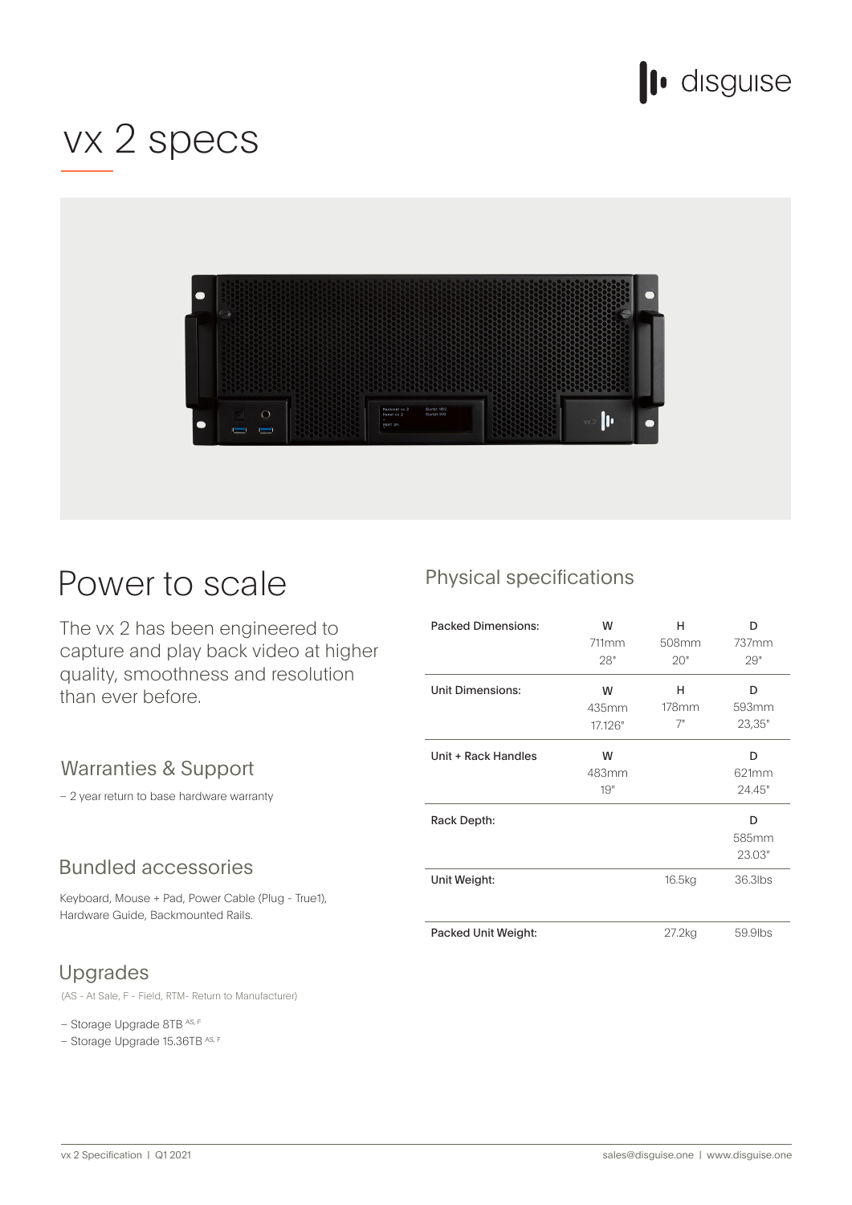# vx 2 specs

## Power to scale

The vx 2 has been engineered to capture and play back video at higher quality, smoothness and resolution than ever before.

### Warranties & Support

– 2 year return to base hardware warranty

### Bundled accessories

Keyboard, Mouse + Pad, Power Cable (Plug - True1), Hardware Guide, Backmounted Rails.

### Upgrades

(AS - At Sale, F - Field, RTM- Return to Manufacturer)

– Storage Upgrade 8TB [AS, F]
– Storage Upgrade 15.36TB [AS, F]

## Physical specifications

| | W | H | D |
|---|---|---|---|
| Packed Dimensions: | 711mm<br>28" | 508mm<br>20" | 737mm<br>29" |
| Unit Dimensions: | 435mm<br>17.126" | 178mm<br>7" | 593mm<br>23,35" |
| Unit + Rack Handles | 483mm<br>19" | | 621mm<br>24.45" |
| Rack Depth: | | | 585mm<br>23.03" |
| Unit Weight: | | 16.5kg | 36.3lbs |
| Packed Unit Weight: | | 27.2kg | 59.9lbs |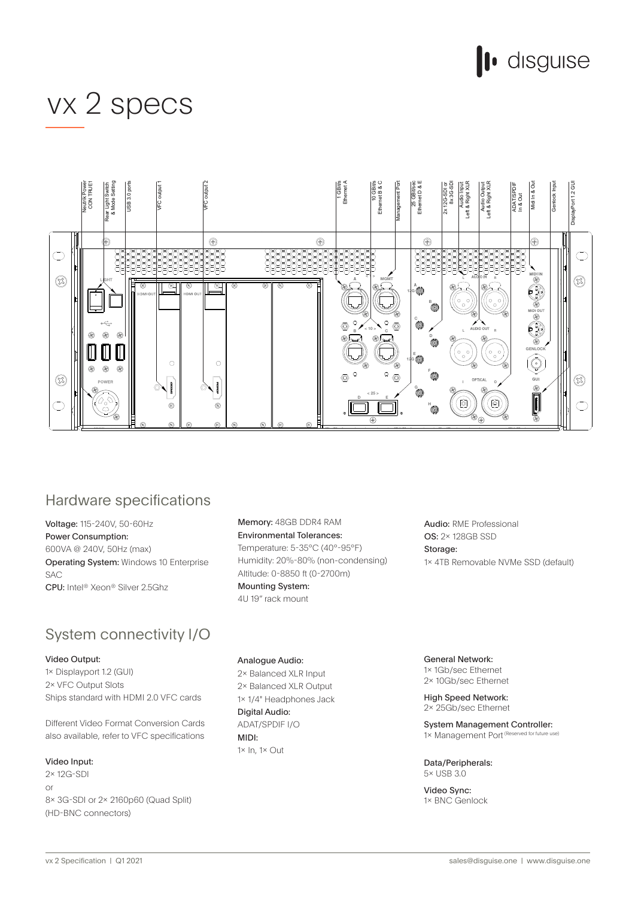# vx 2 specs

Neutrik Power CON TRUE1
Rear Light Switch & Mode Setting
USB 3.0 ports
VFC output 1
VFC output 2
1 GBit/s Ethernet A
10 GBit/s Ethernet B & C
Management Port
25 GBit/sec Ethernet D & E
2x 12G-SDI or 8x 3G-SDI
Audio Input Left & Right XLR
Audio Output Left & Right XLR
ADAT/SPDIF In & Out
Midi In & Out
Genlock Input
DisplayPort 1.2 GUI

## Hardware specifications

**Voltage:** 115-240V, 50-60Hz
**Power Consumption:**
600VA @ 240V, 50Hz (max)
**Operating System:** Windows 10 Enterprise SAC
**CPU:** Intel® Xeon® Silver 2.5Ghz

**Memory:** 48GB DDR4 RAM
**Environmental Tolerances:**
Temperature: 5-35°C (40°-95°F)
Humidity: 20%-80% (non-condensing)
Altitude: 0-8850 ft (0-2700m)
**Mounting System:**
4U 19" rack mount

**Audio:** RME Professional
**OS:** 2× 128GB SSD
**Storage:**
1× 4TB Removable NVMe SSD (default)

## System connectivity I/O

**Video Output:**
1× Displayport 1.2 (GUI)
2× VFC Output Slots
Ships standard with HDMI 2.0 VFC cards

Different Video Format Conversion Cards also available, refer to VFC specifications

**Video Input:**
2× 12G-SDI
or
8× 3G-SDI or 2× 2160p60 (Quad Split)
(HD-BNC connectors)

**Analogue Audio:**
2× Balanced XLR Input
2× Balanced XLR Output
1× 1/4" Headphones Jack
**Digital Audio:**
ADAT/SPDIF I/O
**MIDI:**
1× In, 1× Out

**General Network:**
1× 1Gb/sec Ethernet
2× 10Gb/sec Ethernet

**High Speed Network:**
2× 25Gb/sec Ethernet

**System Management Controller:**
1× Management Port (Reserved for future use)

**Data/Peripherals:**
5× USB 3.0

**Video Sync:**
1× BNC Genlock

vx 2 Specification | Q1 2021

sales@disguise.one | www.disguise.one